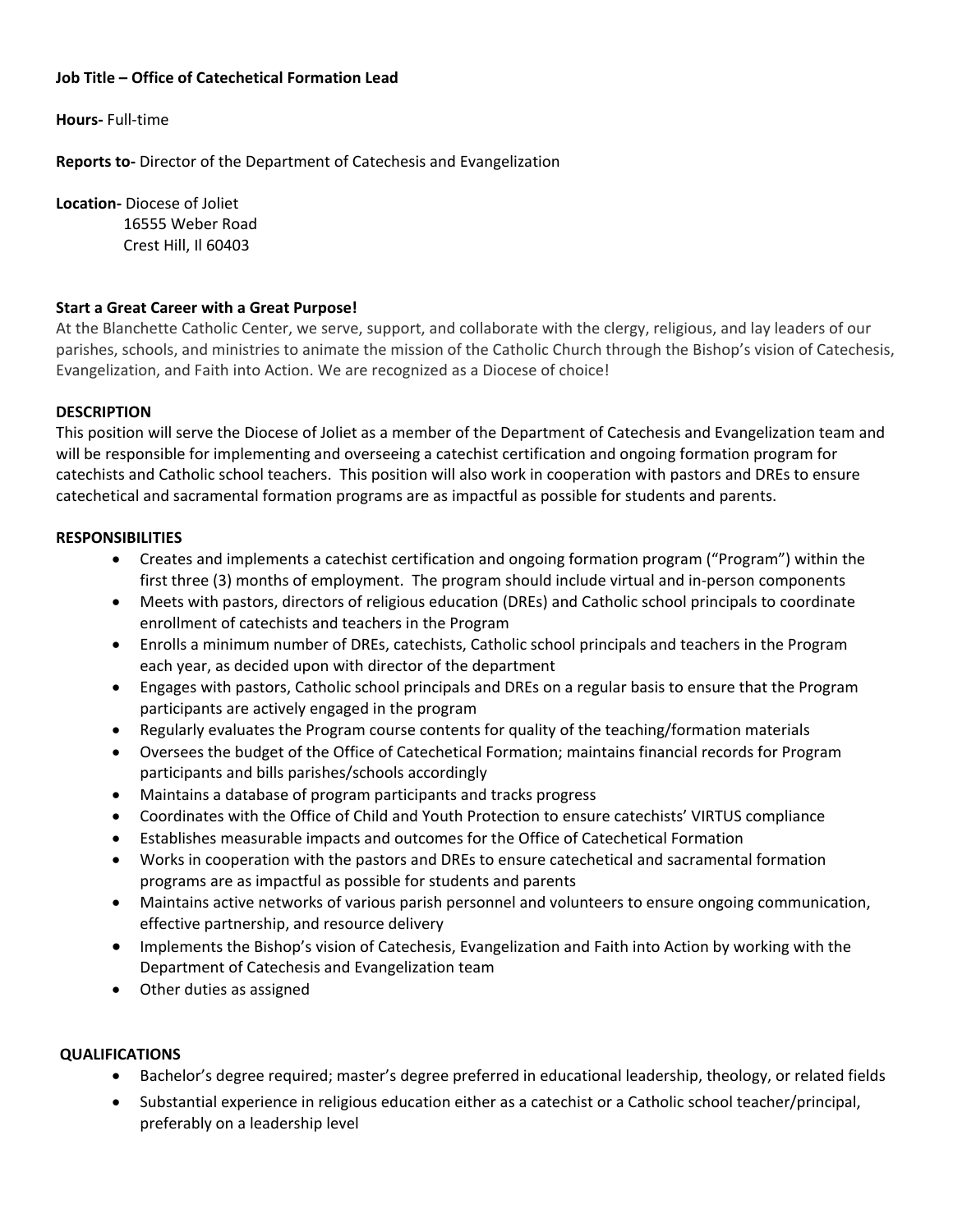**Job Title – Office of Catechetical Formation Lead**

**Hours-** Full-time

**Reports to-** Director of the Department of Catechesis and Evangelization

**Location-** Diocese of Joliet
16555 Weber Road
Crest Hill, Il 60403

**Start a Great Career with a Great Purpose!**

At the Blanchette Catholic Center, we serve, support, and collaborate with the clergy, religious, and lay leaders of our parishes, schools, and ministries to animate the mission of the Catholic Church through the Bishop's vision of Catechesis, Evangelization, and Faith into Action. We are recognized as a Diocese of choice!

**DESCRIPTION**

This position will serve the Diocese of Joliet as a member of the Department of Catechesis and Evangelization team and will be responsible for implementing and overseeing a catechist certification and ongoing formation program for catechists and Catholic school teachers. This position will also work in cooperation with pastors and DREs to ensure catechetical and sacramental formation programs are as impactful as possible for students and parents.

**RESPONSIBILITIES**

- Creates and implements a catechist certification and ongoing formation program ("Program") within the first three (3) months of employment. The program should include virtual and in-person components
- Meets with pastors, directors of religious education (DREs) and Catholic school principals to coordinate enrollment of catechists and teachers in the Program
- Enrolls a minimum number of DREs, catechists, Catholic school principals and teachers in the Program each year, as decided upon with director of the department
- Engages with pastors, Catholic school principals and DREs on a regular basis to ensure that the Program participants are actively engaged in the program
- Regularly evaluates the Program course contents for quality of the teaching/formation materials
- Oversees the budget of the Office of Catechetical Formation; maintains financial records for Program participants and bills parishes/schools accordingly
- Maintains a database of program participants and tracks progress
- Coordinates with the Office of Child and Youth Protection to ensure catechists' VIRTUS compliance
- Establishes measurable impacts and outcomes for the Office of Catechetical Formation
- Works in cooperation with the pastors and DREs to ensure catechetical and sacramental formation programs are as impactful as possible for students and parents
- Maintains active networks of various parish personnel and volunteers to ensure ongoing communication, effective partnership, and resource delivery
- Implements the Bishop's vision of Catechesis, Evangelization and Faith into Action by working with the Department of Catechesis and Evangelization team
- Other duties as assigned

**QUALIFICATIONS**

- Bachelor's degree required; master's degree preferred in educational leadership, theology, or related fields
- Substantial experience in religious education either as a catechist or a Catholic school teacher/principal, preferably on a leadership level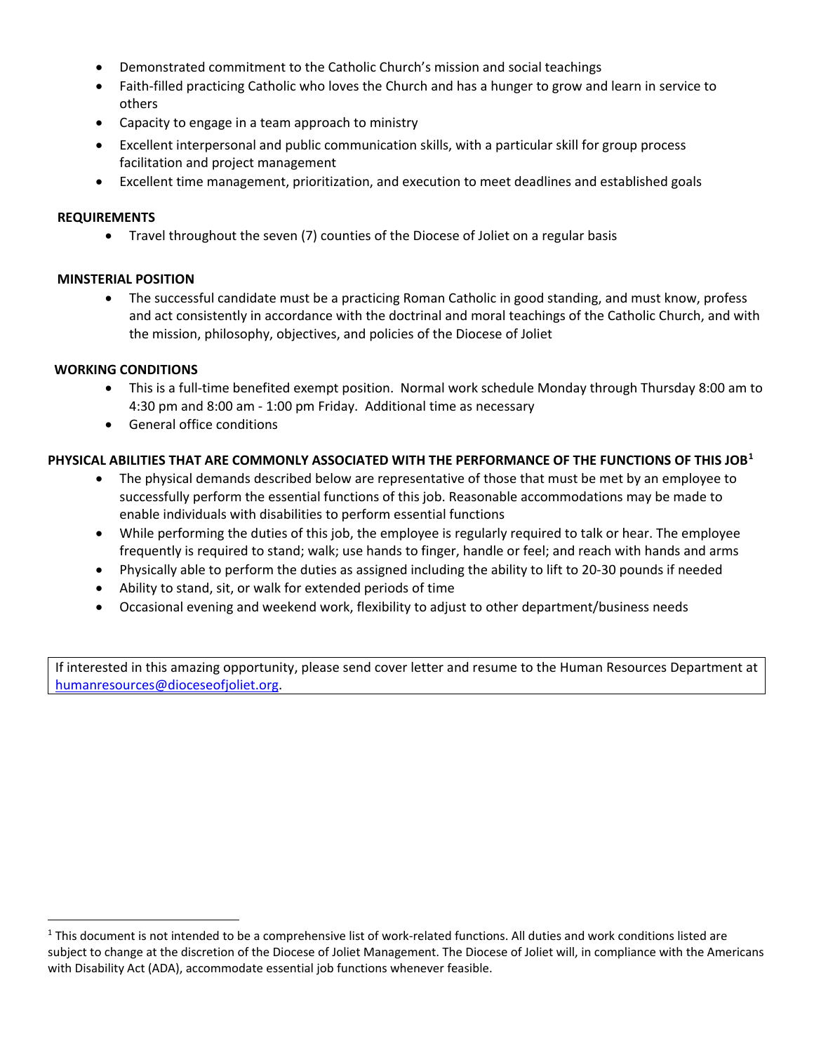- Demonstrated commitment to the Catholic Church's mission and social teachings
- Faith-filled practicing Catholic who loves the Church and has a hunger to grow and learn in service to others
- Capacity to engage in a team approach to ministry
- Excellent interpersonal and public communication skills, with a particular skill for group process facilitation and project management
- Excellent time management, prioritization, and execution to meet deadlines and established goals

**REQUIREMENTS**

- Travel throughout the seven (7) counties of the Diocese of Joliet on a regular basis

**MINSTERIAL POSITION**

- The successful candidate must be a practicing Roman Catholic in good standing, and must know, profess and act consistently in accordance with the doctrinal and moral teachings of the Catholic Church, and with the mission, philosophy, objectives, and policies of the Diocese of Joliet

**WORKING CONDITIONS**

- This is a full-time benefited exempt position. Normal work schedule Monday through Thursday 8:00 am to 4:30 pm and 8:00 am - 1:00 pm Friday. Additional time as necessary
- General office conditions

**PHYSICAL ABILITIES THAT ARE COMMONLY ASSOCIATED WITH THE PERFORMANCE OF THE FUNCTIONS OF THIS JOB[1]**

- The physical demands described below are representative of those that must be met by an employee to successfully perform the essential functions of this job. Reasonable accommodations may be made to enable individuals with disabilities to perform essential functions
- While performing the duties of this job, the employee is regularly required to talk or hear. The employee frequently is required to stand; walk; use hands to finger, handle or feel; and reach with hands and arms
- Physically able to perform the duties as assigned including the ability to lift to 20-30 pounds if needed
- Ability to stand, sit, or walk for extended periods of time
- Occasional evening and weekend work, flexibility to adjust to other department/business needs

If interested in this amazing opportunity, please send cover letter and resume to the Human Resources Department at humanresources@dioceseofjoliet.org.

[1] This document is not intended to be a comprehensive list of work-related functions. All duties and work conditions listed are subject to change at the discretion of the Diocese of Joliet Management. The Diocese of Joliet will, in compliance with the Americans with Disability Act (ADA), accommodate essential job functions whenever feasible.